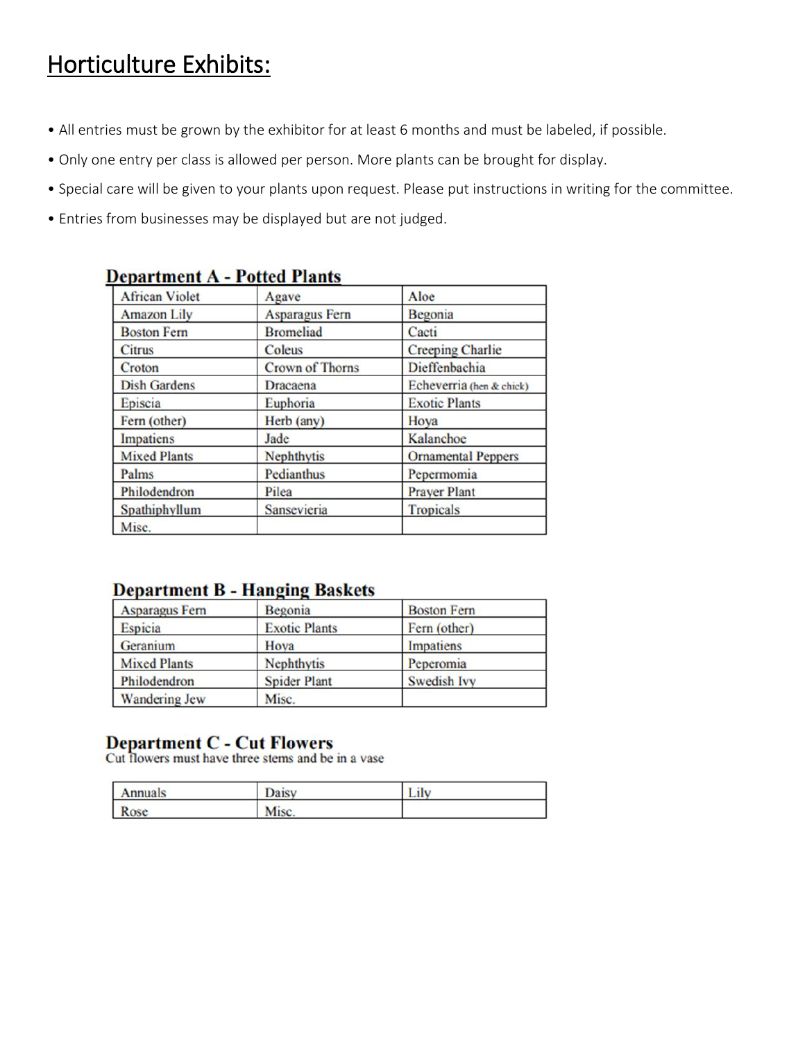# Horticulture Exhibits:

- All entries must be grown by the exhibitor for at least 6 months and must be labeled, if possible.
- Only one entry per class is allowed per person. More plants can be brought for display.
- Special care will be given to your plants upon request. Please put instructions in writing for the committee.
- Entries from businesses may be displayed but are not judged.

## Department A - Potted Plants

| | | |
|---|---|---|
| African Violet | Agave | Aloe |
| Amazon Lily | Asparagus Fern | Begonia |
| Boston Fern | Bromeliad | Cacti |
| Citrus | Coleus | Creeping Charlie |
| Croton | Crown of Thorns | Dieffenbachia |
| Dish Gardens | Dracaena | Echeverria (hen & chick) |
| Episcia | Euphoria | Exotic Plants |
| Fern (other) | Herb (any) | Hoya |
| Impatiens | Jade | Kalanchoe |
| Mixed Plants | Nephthytis | Ornamental Peppers |
| Palms | Pedianthus | Pepermomia |
| Philodendron | Pilea | Prayer Plant |
| Spathiphyllum | Sansevieria | Tropicals |
| Misc. | | |

## Department B - Hanging Baskets

| | | |
|---|---|---|
| Asparagus Fern | Begonia | Boston Fern |
| Espicia | Exotic Plants | Fern (other) |
| Geranium | Hoya | Impatiens |
| Mixed Plants | Nephthytis | Peperomia |
| Philodendron | Spider Plant | Swedish Ivy |
| Wandering Jew | Misc. | |

## Department C - Cut Flowers

Cut flowers must have three stems and be in a vase

| | | |
|---|---|---|
| Annuals | Daisy | Lily |
| Rose | Misc. | |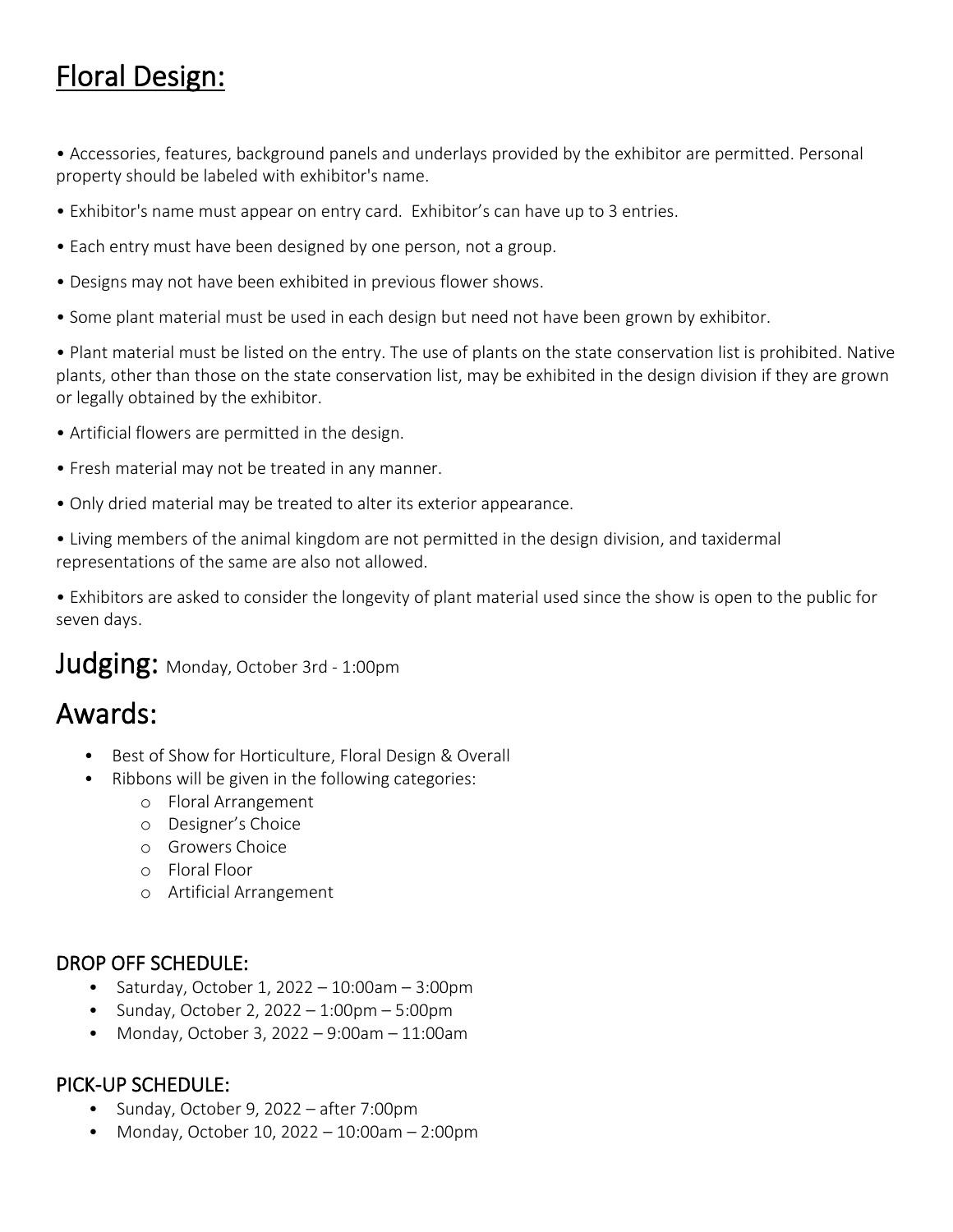# Floral Design:

- Accessories, features, background panels and underlays provided by the exhibitor are permitted. Personal property should be labeled with exhibitor's name.
- Exhibitor's name must appear on entry card. Exhibitor's can have up to 3 entries.
- Each entry must have been designed by one person, not a group.
- Designs may not have been exhibited in previous flower shows.
- Some plant material must be used in each design but need not have been grown by exhibitor.
- Plant material must be listed on the entry. The use of plants on the state conservation list is prohibited. Native plants, other than those on the state conservation list, may be exhibited in the design division if they are grown or legally obtained by the exhibitor.
- Artificial flowers are permitted in the design.
- Fresh material may not be treated in any manner.
- Only dried material may be treated to alter its exterior appearance.
- Living members of the animal kingdom are not permitted in the design division, and taxidermal representations of the same are also not allowed.
- Exhibitors are asked to consider the longevity of plant material used since the show is open to the public for seven days.

# Judging: Monday, October 3rd - 1:00pm

# Awards:

- Best of Show for Horticulture, Floral Design & Overall
- Ribbons will be given in the following categories:
  - Floral Arrangement
  - Designer's Choice
  - Growers Choice
  - Floral Floor
  - Artificial Arrangement

## DROP OFF SCHEDULE:

- Saturday, October 1, 2022 – 10:00am – 3:00pm
- Sunday, October 2, 2022 – 1:00pm – 5:00pm
- Monday, October 3, 2022 – 9:00am – 11:00am

## PICK-UP SCHEDULE:

- Sunday, October 9, 2022 – after 7:00pm
- Monday, October 10, 2022 – 10:00am – 2:00pm